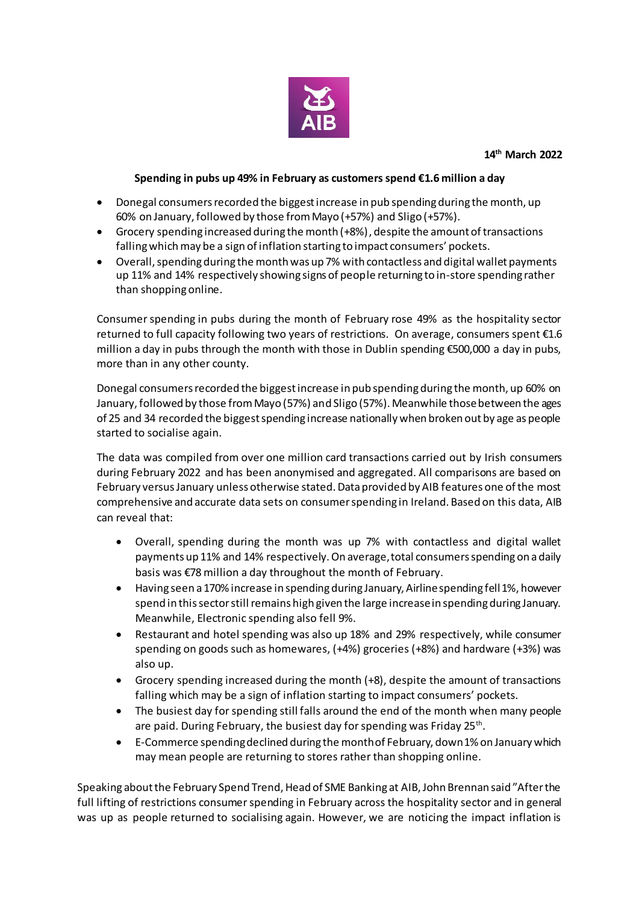**14th March 2022**

**Spending in pubs up 49% in February as customers spend €1.6 million a day**

- Donegal consumers recorded the biggest increase in pub spending during the month, up 60% on January, followed by those from Mayo (+57%) and Sligo (+57%).
- Grocery spending increased during the month (+8%), despite the amount of transactions falling which may be a sign of inflation starting to impact consumers' pockets.
- Overall, spending during the month was up 7% with contactless and digital wallet payments up 11% and 14% respectively showing signs of people returning to in-store spending rather than shopping online.

Consumer spending in pubs during the month of February rose 49% as the hospitality sector returned to full capacity following two years of restrictions. On average, consumers spent €1.6 million a day in pubs through the month with those in Dublin spending €500,000 a day in pubs, more than in any other county.

Donegal consumers recorded the biggest increase in pub spending during the month, up 60% on January, followed by those from Mayo (57%) and Sligo (57%). Meanwhile those between the ages of 25 and 34 recorded the biggest spending increase nationally when broken out by age as people started to socialise again.

The data was compiled from over one million card transactions carried out by Irish consumers during February 2022 and has been anonymised and aggregated. All comparisons are based on February versus January unless otherwise stated. Data provided by AIB features one of the most comprehensive and accurate data sets on consumer spending in Ireland. Based on this data, AIB can reveal that:

- Overall, spending during the month was up 7% with contactless and digital wallet payments up 11% and 14% respectively. On average, total consumers spending on a daily basis was €78 million a day throughout the month of February.
- Having seen a 170% increase in spending during January, Airline spending fell 1%, however spend in this sector still remains high given the large increase in spending during January. Meanwhile, Electronic spending also fell 9%.
- Restaurant and hotel spending was also up 18% and 29% respectively, while consumer spending on goods such as homewares, (+4%) groceries (+8%) and hardware (+3%) was also up.
- Grocery spending increased during the month (+8), despite the amount of transactions falling which may be a sign of inflation starting to impact consumers' pockets.
- The busiest day for spending still falls around the end of the month when many people are paid. During February, the busiest day for spending was Friday 25th.
- E-Commerce spending declined during the month of February, down 1% on January which may mean people are returning to stores rather than shopping online.

Speaking about the February Spend Trend, Head of SME Banking at AIB, John Brennan said "After the full lifting of restrictions consumer spending in February across the hospitality sector and in general was up as people returned to socialising again. However, we are noticing the impact inflation is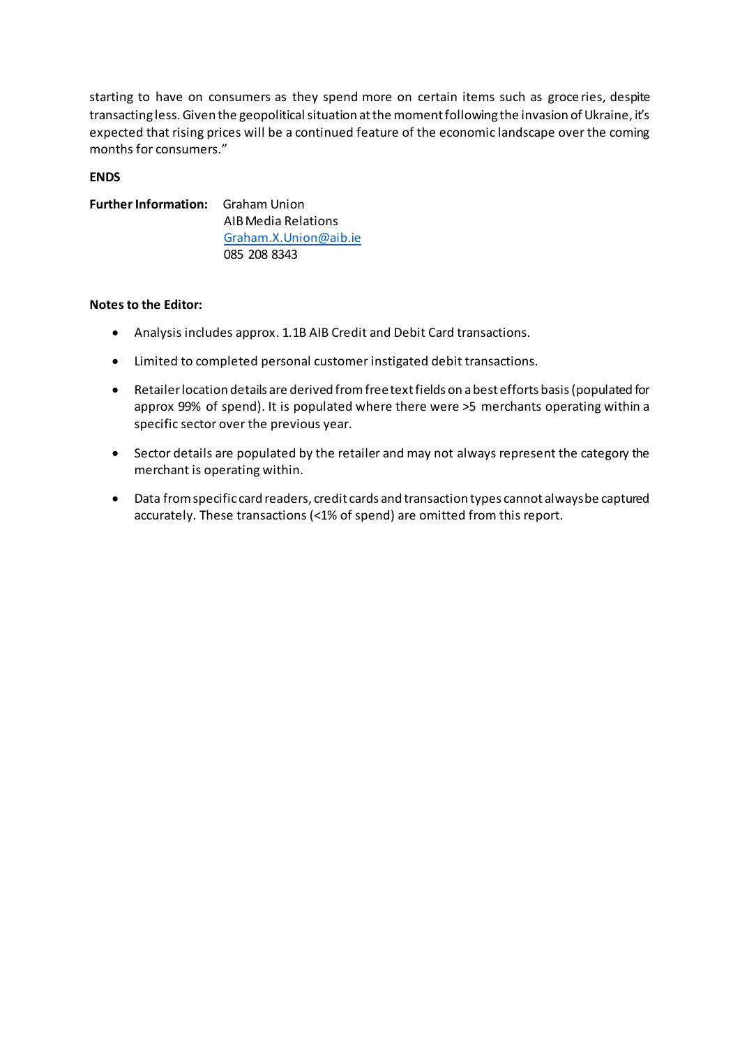starting to have on consumers as they spend more on certain items such as groceries, despite transacting less. Given the geopolitical situation at the moment following the invasion of Ukraine, it's expected that rising prices will be a continued feature of the economic landscape over the coming months for consumers."

**ENDS**

**Further Information:** Graham Union
AIB Media Relations
Graham.X.Union@aib.ie
085 208 8343

**Notes to the Editor:**

- Analysis includes approx. 1.1B AIB Credit and Debit Card transactions.
- Limited to completed personal customer instigated debit transactions.
- Retailer location details are derived from free text fields on a best efforts basis (populated for approx 99% of spend). It is populated where there were >5 merchants operating within a specific sector over the previous year.
- Sector details are populated by the retailer and may not always represent the category the merchant is operating within.
- Data from specific card readers, credit cards and transaction types cannot always be captured accurately. These transactions (<1% of spend) are omitted from this report.